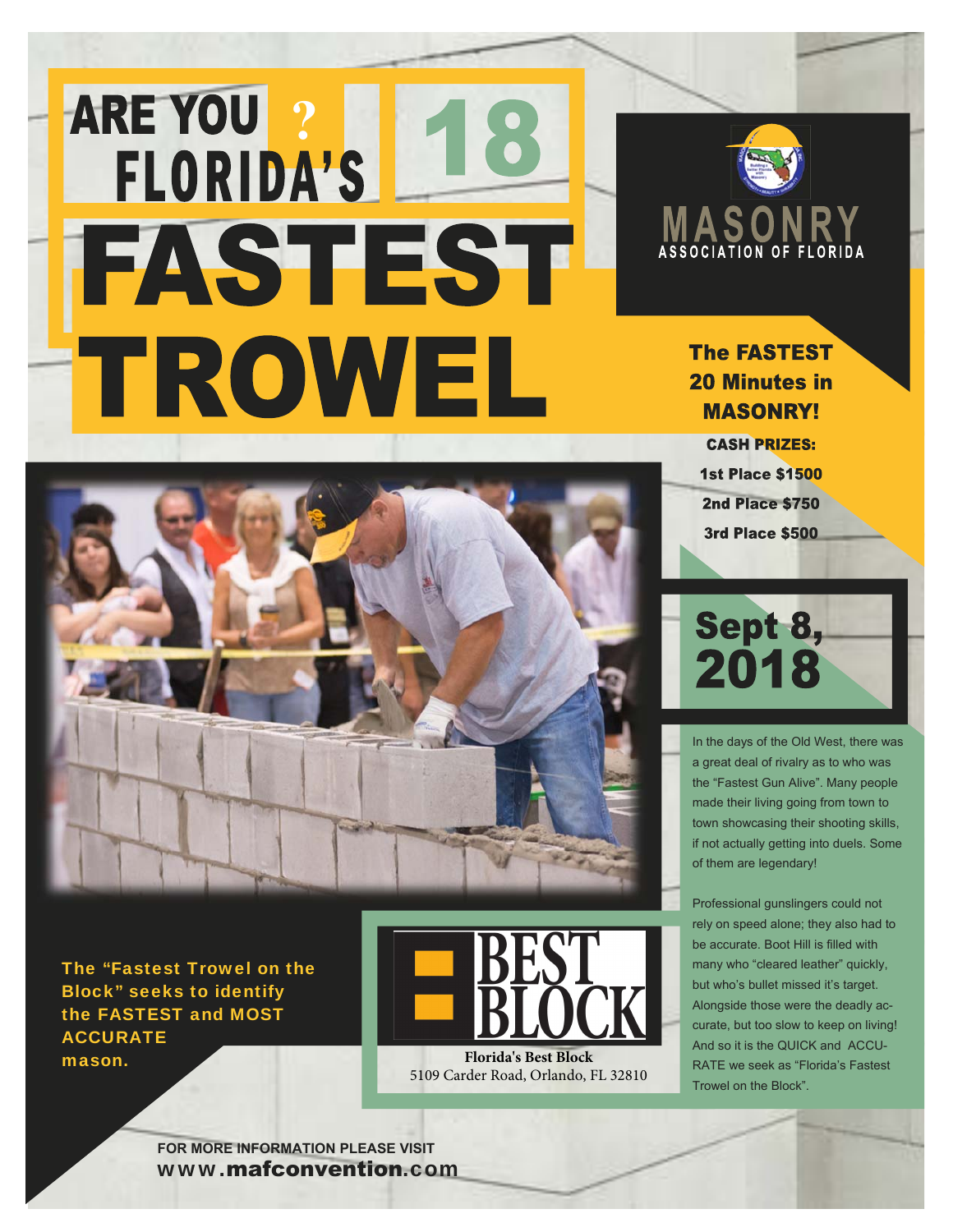# ARE YOU ? FLORIDA'S 18 FASTEST TROWEL

MASONRY
ASSOCIATION OF FLORIDA

**The FASTEST 20 Minutes in MASONRY!**

**CASH PRIZES:**

**1st Place $1500**

**2nd Place $750**

**3rd Place $500**

## Sept 8, 2018

In the days of the Old West, there was a great deal of rivalry as to who was the "Fastest Gun Alive". Many people made their living going from town to town showcasing their shooting skills, if not actually getting into duels. Some of them are legendary!

Professional gunslingers could not rely on speed alone; they also had to be accurate. Boot Hill is filled with many who "cleared leather" quickly, but who's bullet missed it's target. Alongside those were the deadly accurate, but too slow to keep on living! And so it is the QUICK and ACCURATE we seek as "Florida's Fastest Trowel on the Block".

**The "Fastest Trowel on the Block" seeks to identify the FASTEST and MOST ACCURATE mason.**

BEST BLOCK

**Florida's Best Block**
5109 Carder Road, Orlando, FL 32810

**FOR MORE INFORMATION PLEASE VISIT**
**www.mafconvention.com**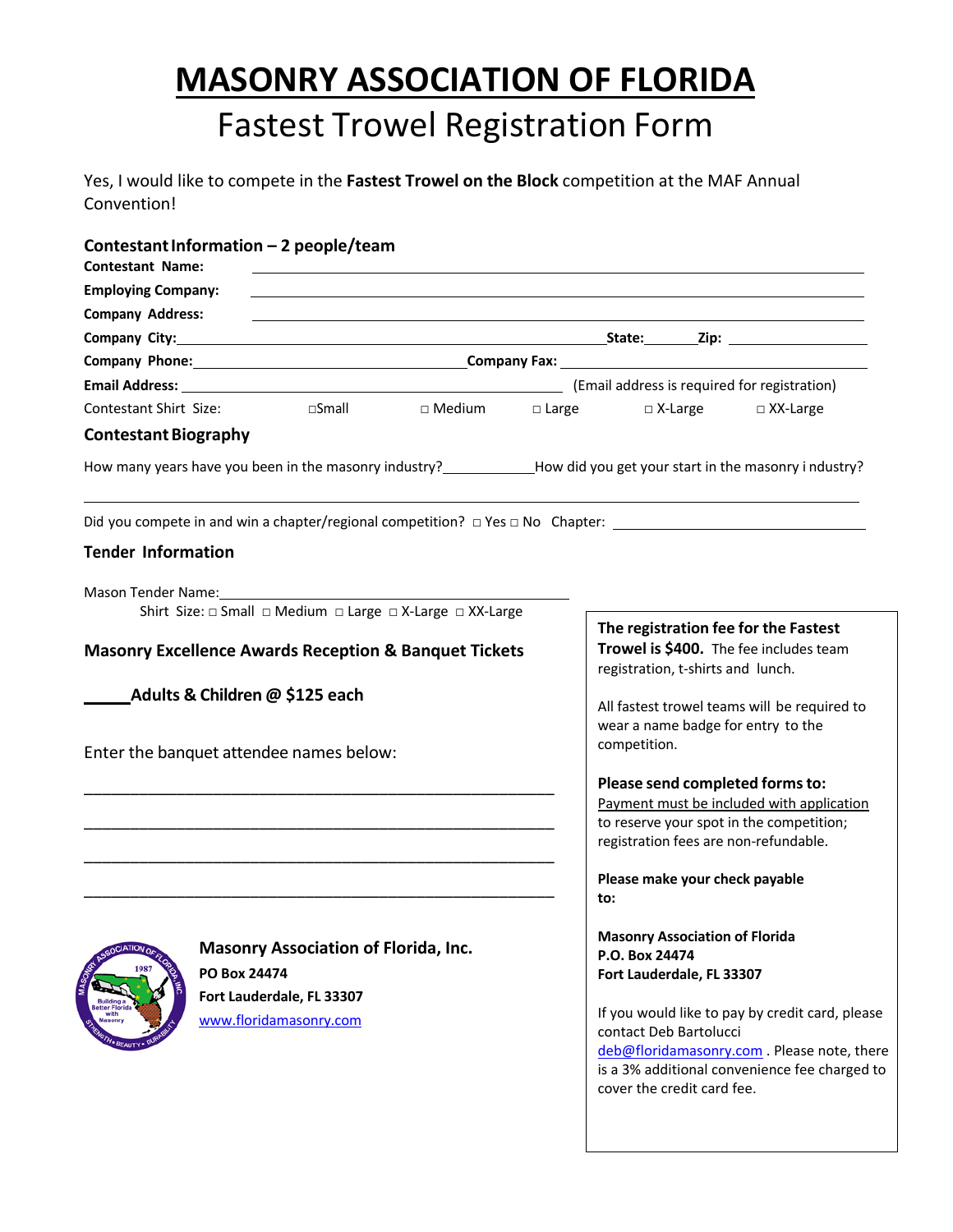# MASONRY ASSOCIATION OF FLORIDA

## Fastest Trowel Registration Form

Yes, I would like to compete in the **Fastest Trowel on the Block** competition at the MAF Annual Convention!

### Contestant Information – 2 people/team

**Contestant Name:** ______________________________

**Employing Company:** ______________________________

**Company Address:** ______________________________

**Company City:** ______________________ **State:** ________ **Zip:** ____________

**Company Phone:** ______________________ **Company Fax:** ______________________

**Email Address:** ______________________ (Email address is required for registration)

Contestant Shirt Size: □Small □ Medium □ Large □ X-Large □ XX-Large

### Contestant Biography

How many years have you been in the masonry industry? ____________ How did you get your start in the masonry industry?

______________________________________________________________

Did you compete in and win a chapter/regional competition? □ Yes □ No Chapter: ______________________

### Tender Information

Mason Tender Name: ______________________________

Shirt Size: □ Small □ Medium □ Large □ X-Large □ XX-Large

### Masonry Excellence Awards Reception & Banquet Tickets

**_____ Adults & Children @ $125 each**

Enter the banquet attendee names below:

______________________________________________________________

______________________________________________________________

______________________________________________________________

______________________________________________________________

**The registration fee for the Fastest Trowel is $400.** The fee includes team registration, t-shirts and lunch.

All fastest trowel teams will be required to wear a name badge for entry to the competition.

**Please send completed forms to:**
Payment must be included with application to reserve your spot in the competition; registration fees are non-refundable.

**Please make your check payable to:**

**Masonry Association of Florida**
**P.O. Box 24474**
**Fort Lauderdale, FL 33307**

If you would like to pay by credit card, please contact Deb Bartolucci deb@floridamasonry.com . Please note, there is a 3% additional convenience fee charged to cover the credit card fee.

**Masonry Association of Florida, Inc.**
**PO Box 24474**
**Fort Lauderdale, FL 33307**
www.floridamasonry.com